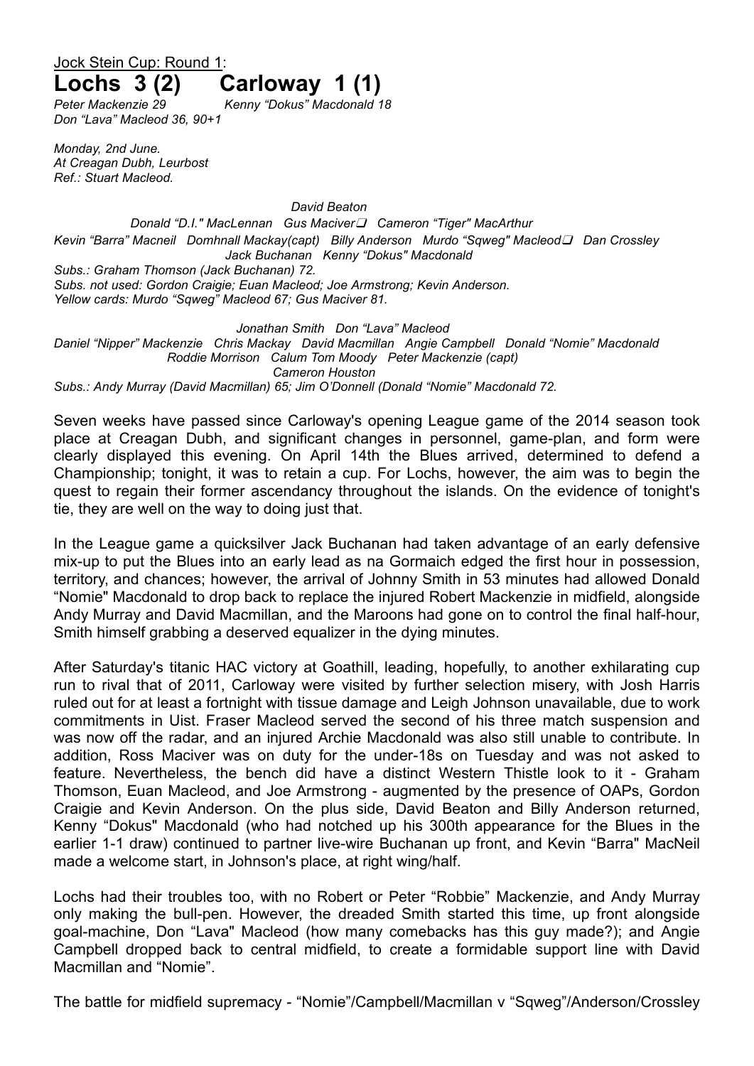<u>Jock Stein Cup: Round 1</u>:

# Lochs 3 (2) Carloway 1 (1)

*Peter Mackenzie 29* *Kenny "Dokus" Macdonald 18*
*Don "Lava" Macleod 36, 90+1*

*Monday, 2nd June.*
*At Creagan Dubh, Leurbost*
*Ref.: Stuart Macleod.*

*David Beaton*

*Donald "D.I." MacLennan Gus Maciver❑ Cameron "Tiger" MacArthur*

*Kevin "Barra" Macneil Domhnall Mackay(capt) Billy Anderson Murdo "Sqweg" Macleod❑ Dan Crossley*

*Jack Buchanan Kenny "Dokus" Macdonald*

*Subs.: Graham Thomson (Jack Buchanan) 72.*
*Subs. not used: Gordon Craigie; Euan Macleod; Joe Armstrong; Kevin Anderson.*
*Yellow cards: Murdo "Sqweg" Macleod 67; Gus Maciver 81.*

*Jonathan Smith Don "Lava" Macleod*

*Daniel "Nipper" Mackenzie Chris Mackay David Macmillan Angie Campbell Donald "Nomie" Macdonald*

*Roddie Morrison Calum Tom Moody Peter Mackenzie (capt)*

*Cameron Houston*

*Subs.: Andy Murray (David Macmillan) 65; Jim O'Donnell (Donald "Nomie" Macdonald 72.*

Seven weeks have passed since Carloway's opening League game of the 2014 season took place at Creagan Dubh, and significant changes in personnel, game-plan, and form were clearly displayed this evening. On April 14th the Blues arrived, determined to defend a Championship; tonight, it was to retain a cup. For Lochs, however, the aim was to begin the quest to regain their former ascendancy throughout the islands. On the evidence of tonight's tie, they are well on the way to doing just that.

In the League game a quicksilver Jack Buchanan had taken advantage of an early defensive mix-up to put the Blues into an early lead as na Gormaich edged the first hour in possession, territory, and chances; however, the arrival of Johnny Smith in 53 minutes had allowed Donald "Nomie" Macdonald to drop back to replace the injured Robert Mackenzie in midfield, alongside Andy Murray and David Macmillan, and the Maroons had gone on to control the final half-hour, Smith himself grabbing a deserved equalizer in the dying minutes.

After Saturday's titanic HAC victory at Goathill, leading, hopefully, to another exhilarating cup run to rival that of 2011, Carloway were visited by further selection misery, with Josh Harris ruled out for at least a fortnight with tissue damage and Leigh Johnson unavailable, due to work commitments in Uist. Fraser Macleod served the second of his three match suspension and was now off the radar, and an injured Archie Macdonald was also still unable to contribute. In addition, Ross Maciver was on duty for the under-18s on Tuesday and was not asked to feature. Nevertheless, the bench did have a distinct Western Thistle look to it - Graham Thomson, Euan Macleod, and Joe Armstrong - augmented by the presence of OAPs, Gordon Craigie and Kevin Anderson. On the plus side, David Beaton and Billy Anderson returned, Kenny "Dokus" Macdonald (who had notched up his 300th appearance for the Blues in the earlier 1-1 draw) continued to partner live-wire Buchanan up front, and Kevin "Barra" MacNeil made a welcome start, in Johnson's place, at right wing/half.

Lochs had their troubles too, with no Robert or Peter "Robbie" Mackenzie, and Andy Murray only making the bull-pen. However, the dreaded Smith started this time, up front alongside goal-machine, Don "Lava" Macleod (how many comebacks has this guy made?); and Angie Campbell dropped back to central midfield, to create a formidable support line with David Macmillan and "Nomie".

The battle for midfield supremacy - "Nomie"/Campbell/Macmillan v "Sqweg"/Anderson/Crossley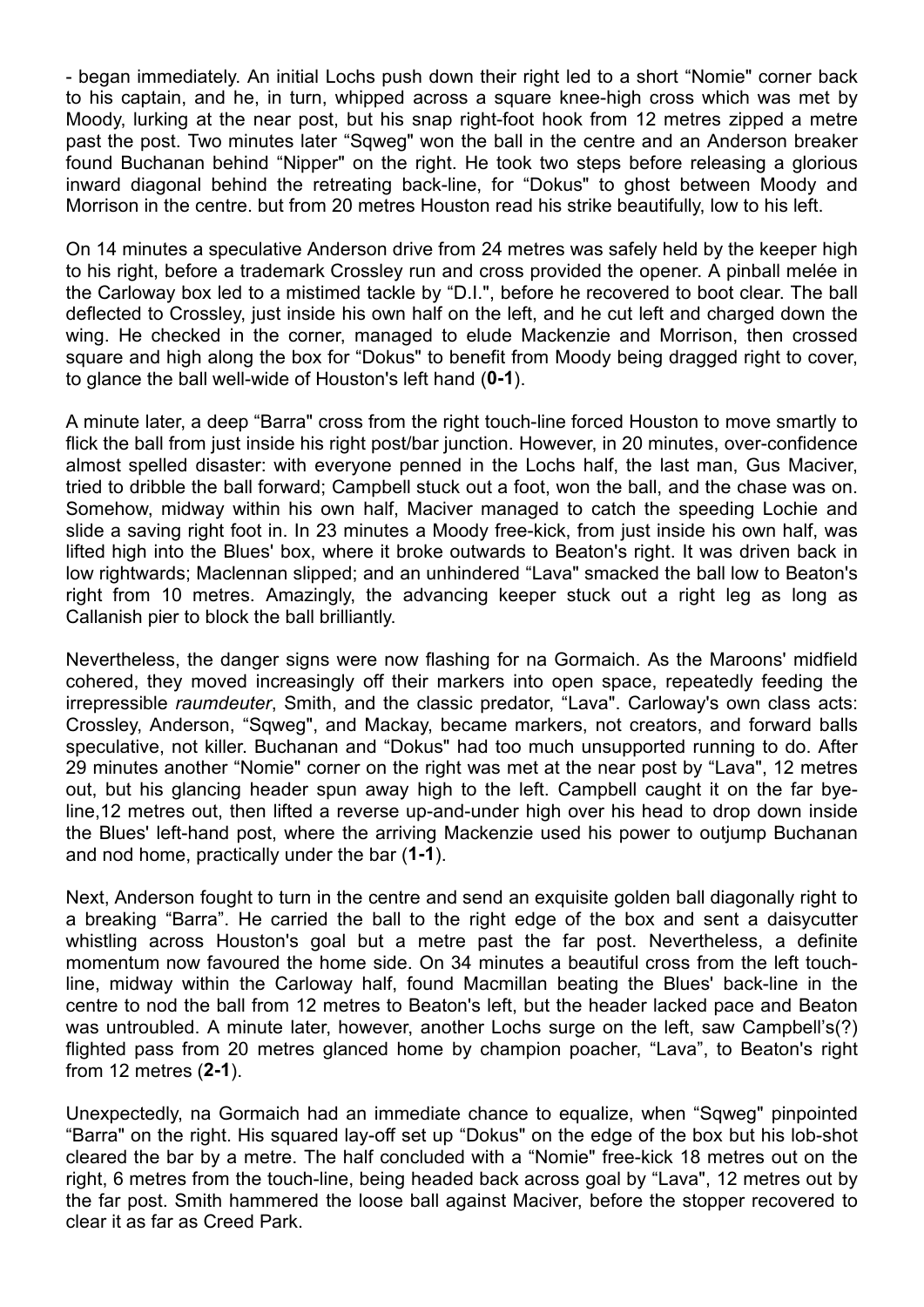- began immediately. An initial Lochs push down their right led to a short "Nomie" corner back to his captain, and he, in turn, whipped across a square knee-high cross which was met by Moody, lurking at the near post, but his snap right-foot hook from 12 metres zipped a metre past the post. Two minutes later "Sqweg" won the ball in the centre and an Anderson breaker found Buchanan behind "Nipper" on the right. He took two steps before releasing a glorious inward diagonal behind the retreating back-line, for "Dokus" to ghost between Moody and Morrison in the centre. but from 20 metres Houston read his strike beautifully, low to his left.

On 14 minutes a speculative Anderson drive from 24 metres was safely held by the keeper high to his right, before a trademark Crossley run and cross provided the opener. A pinball melée in the Carloway box led to a mistimed tackle by "D.I.", before he recovered to boot clear. The ball deflected to Crossley, just inside his own half on the left, and he cut left and charged down the wing. He checked in the corner, managed to elude Mackenzie and Morrison, then crossed square and high along the box for "Dokus" to benefit from Moody being dragged right to cover, to glance the ball well-wide of Houston's left hand (**0-1**).

A minute later, a deep "Barra" cross from the right touch-line forced Houston to move smartly to flick the ball from just inside his right post/bar junction. However, in 20 minutes, over-confidence almost spelled disaster: with everyone penned in the Lochs half, the last man, Gus Maciver, tried to dribble the ball forward; Campbell stuck out a foot, won the ball, and the chase was on. Somehow, midway within his own half, Maciver managed to catch the speeding Lochie and slide a saving right foot in. In 23 minutes a Moody free-kick, from just inside his own half, was lifted high into the Blues' box, where it broke outwards to Beaton's right. It was driven back in low rightwards; Maclennan slipped; and an unhindered "Lava" smacked the ball low to Beaton's right from 10 metres. Amazingly, the advancing keeper stuck out a right leg as long as Callanish pier to block the ball brilliantly.

Nevertheless, the danger signs were now flashing for na Gormaich. As the Maroons' midfield cohered, they moved increasingly off their markers into open space, repeatedly feeding the irrepressible *raumdeuter*, Smith, and the classic predator, "Lava". Carloway's own class acts: Crossley, Anderson, "Sqweg", and Mackay, became markers, not creators, and forward balls speculative, not killer. Buchanan and "Dokus" had too much unsupported running to do. After 29 minutes another "Nomie" corner on the right was met at the near post by "Lava", 12 metres out, but his glancing header spun away high to the left. Campbell caught it on the far bye-line,12 metres out, then lifted a reverse up-and-under high over his head to drop down inside the Blues' left-hand post, where the arriving Mackenzie used his power to outjump Buchanan and nod home, practically under the bar (**1-1**).

Next, Anderson fought to turn in the centre and send an exquisite golden ball diagonally right to a breaking "Barra". He carried the ball to the right edge of the box and sent a daisycutter whistling across Houston's goal but a metre past the far post. Nevertheless, a definite momentum now favoured the home side. On 34 minutes a beautiful cross from the left touch-line, midway within the Carloway half, found Macmillan beating the Blues' back-line in the centre to nod the ball from 12 metres to Beaton's left, but the header lacked pace and Beaton was untroubled. A minute later, however, another Lochs surge on the left, saw Campbell's(?) flighted pass from 20 metres glanced home by champion poacher, "Lava", to Beaton's right from 12 metres (**2-1**).

Unexpectedly, na Gormaich had an immediate chance to equalize, when "Sqweg" pinpointed "Barra" on the right. His squared lay-off set up "Dokus" on the edge of the box but his lob-shot cleared the bar by a metre. The half concluded with a "Nomie" free-kick 18 metres out on the right, 6 metres from the touch-line, being headed back across goal by "Lava", 12 metres out by the far post. Smith hammered the loose ball against Maciver, before the stopper recovered to clear it as far as Creed Park.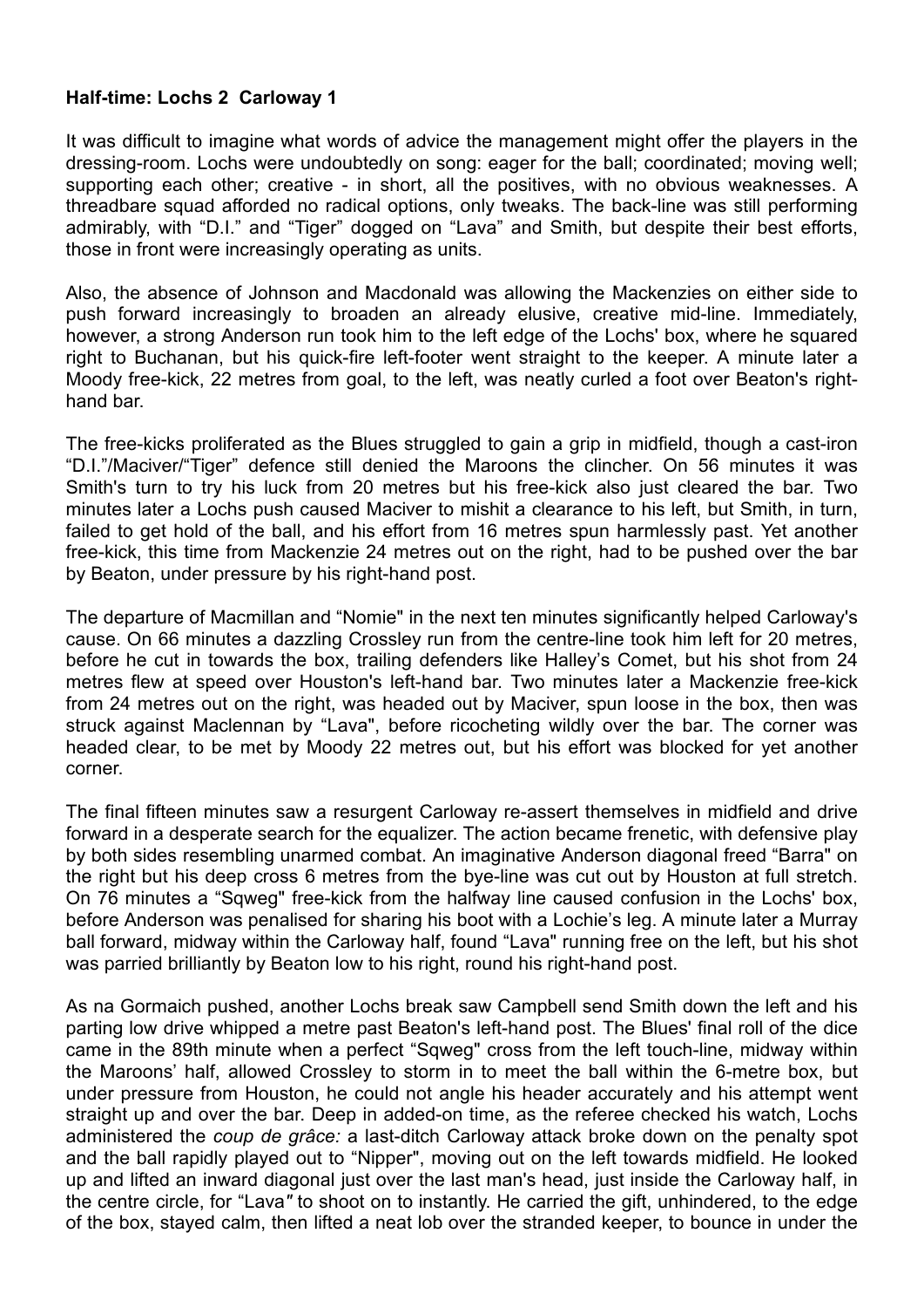**Half-time: Lochs 2  Carloway 1**

It was difficult to imagine what words of advice the management might offer the players in the dressing-room. Lochs were undoubtedly on song: eager for the ball; coordinated; moving well; supporting each other; creative - in short, all the positives, with no obvious weaknesses. A threadbare squad afforded no radical options, only tweaks. The back-line was still performing admirably, with "D.I." and "Tiger" dogged on "Lava" and Smith, but despite their best efforts, those in front were increasingly operating as units.

Also, the absence of Johnson and Macdonald was allowing the Mackenzies on either side to push forward increasingly to broaden an already elusive, creative mid-line. Immediately, however, a strong Anderson run took him to the left edge of the Lochs' box, where he squared right to Buchanan, but his quick-fire left-footer went straight to the keeper. A minute later a Moody free-kick, 22 metres from goal, to the left, was neatly curled a foot over Beaton's right-hand bar.

The free-kicks proliferated as the Blues struggled to gain a grip in midfield, though a cast-iron "D.I."/Maciver/"Tiger" defence still denied the Maroons the clincher. On 56 minutes it was Smith's turn to try his luck from 20 metres but his free-kick also just cleared the bar. Two minutes later a Lochs push caused Maciver to mishit a clearance to his left, but Smith, in turn, failed to get hold of the ball, and his effort from 16 metres spun harmlessly past. Yet another free-kick, this time from Mackenzie 24 metres out on the right, had to be pushed over the bar by Beaton, under pressure by his right-hand post.

The departure of Macmillan and "Nomie" in the next ten minutes significantly helped Carloway's cause. On 66 minutes a dazzling Crossley run from the centre-line took him left for 20 metres, before he cut in towards the box, trailing defenders like Halley's Comet, but his shot from 24 metres flew at speed over Houston's left-hand bar. Two minutes later a Mackenzie free-kick from 24 metres out on the right, was headed out by Maciver, spun loose in the box, then was struck against Maclennan by "Lava", before ricocheting wildly over the bar. The corner was headed clear, to be met by Moody 22 metres out, but his effort was blocked for yet another corner.

The final fifteen minutes saw a resurgent Carloway re-assert themselves in midfield and drive forward in a desperate search for the equalizer. The action became frenetic, with defensive play by both sides resembling unarmed combat. An imaginative Anderson diagonal freed "Barra" on the right but his deep cross 6 metres from the bye-line was cut out by Houston at full stretch. On 76 minutes a "Sqweg" free-kick from the halfway line caused confusion in the Lochs' box, before Anderson was penalised for sharing his boot with a Lochie's leg. A minute later a Murray ball forward, midway within the Carloway half, found "Lava" running free on the left, but his shot was parried brilliantly by Beaton low to his right, round his right-hand post.

As na Gormaich pushed, another Lochs break saw Campbell send Smith down the left and his parting low drive whipped a metre past Beaton's left-hand post. The Blues' final roll of the dice came in the 89th minute when a perfect "Sqweg" cross from the left touch-line, midway within the Maroons' half, allowed Crossley to storm in to meet the ball within the 6-metre box, but under pressure from Houston, he could not angle his header accurately and his attempt went straight up and over the bar. Deep in added-on time, as the referee checked his watch, Lochs administered the *coup de grâce:* a last-ditch Carloway attack broke down on the penalty spot and the ball rapidly played out to "Nipper", moving out on the left towards midfield. He looked up and lifted an inward diagonal just over the last man's head, just inside the Carloway half, in the centre circle, for "Lava" to shoot on to instantly. He carried the gift, unhindered, to the edge of the box, stayed calm, then lifted a neat lob over the stranded keeper, to bounce in under the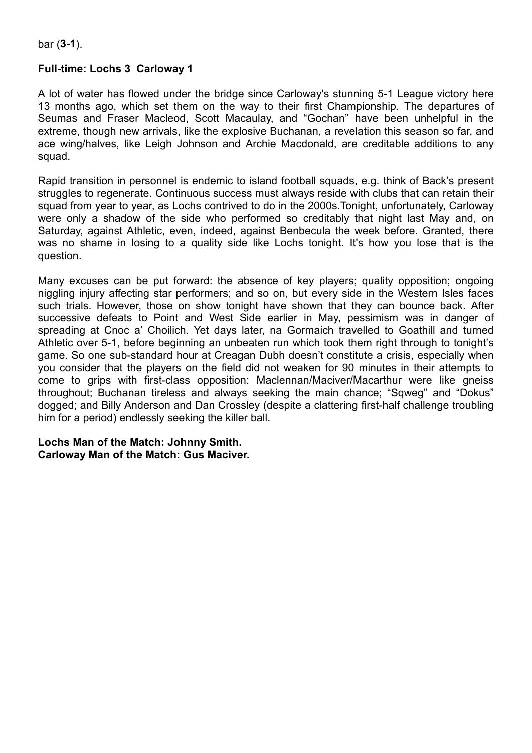bar (**3-1**).

**Full-time: Lochs 3 Carloway 1**

A lot of water has flowed under the bridge since Carloway's stunning 5-1 League victory here 13 months ago, which set them on the way to their first Championship. The departures of Seumas and Fraser Macleod, Scott Macaulay, and "Gochan" have been unhelpful in the extreme, though new arrivals, like the explosive Buchanan, a revelation this season so far, and ace wing/halves, like Leigh Johnson and Archie Macdonald, are creditable additions to any squad.

Rapid transition in personnel is endemic to island football squads, e.g. think of Back's present struggles to regenerate. Continuous success must always reside with clubs that can retain their squad from year to year, as Lochs contrived to do in the 2000s.Tonight, unfortunately, Carloway were only a shadow of the side who performed so creditably that night last May and, on Saturday, against Athletic, even, indeed, against Benbecula the week before. Granted, there was no shame in losing to a quality side like Lochs tonight. It's how you lose that is the question.

Many excuses can be put forward: the absence of key players; quality opposition; ongoing niggling injury affecting star performers; and so on, but every side in the Western Isles faces such trials. However, those on show tonight have shown that they can bounce back. After successive defeats to Point and West Side earlier in May, pessimism was in danger of spreading at Cnoc a' Choilich. Yet days later, na Gormaich travelled to Goathill and turned Athletic over 5-1, before beginning an unbeaten run which took them right through to tonight's game. So one sub-standard hour at Creagan Dubh doesn't constitute a crisis, especially when you consider that the players on the field did not weaken for 90 minutes in their attempts to come to grips with first-class opposition: Maclennan/Maciver/Macarthur were like gneiss throughout; Buchanan tireless and always seeking the main chance; "Sqweg" and "Dokus" dogged; and Billy Anderson and Dan Crossley (despite a clattering first-half challenge troubling him for a period) endlessly seeking the killer ball.

**Lochs Man of the Match: Johnny Smith.**
**Carloway Man of the Match: Gus Maciver.**